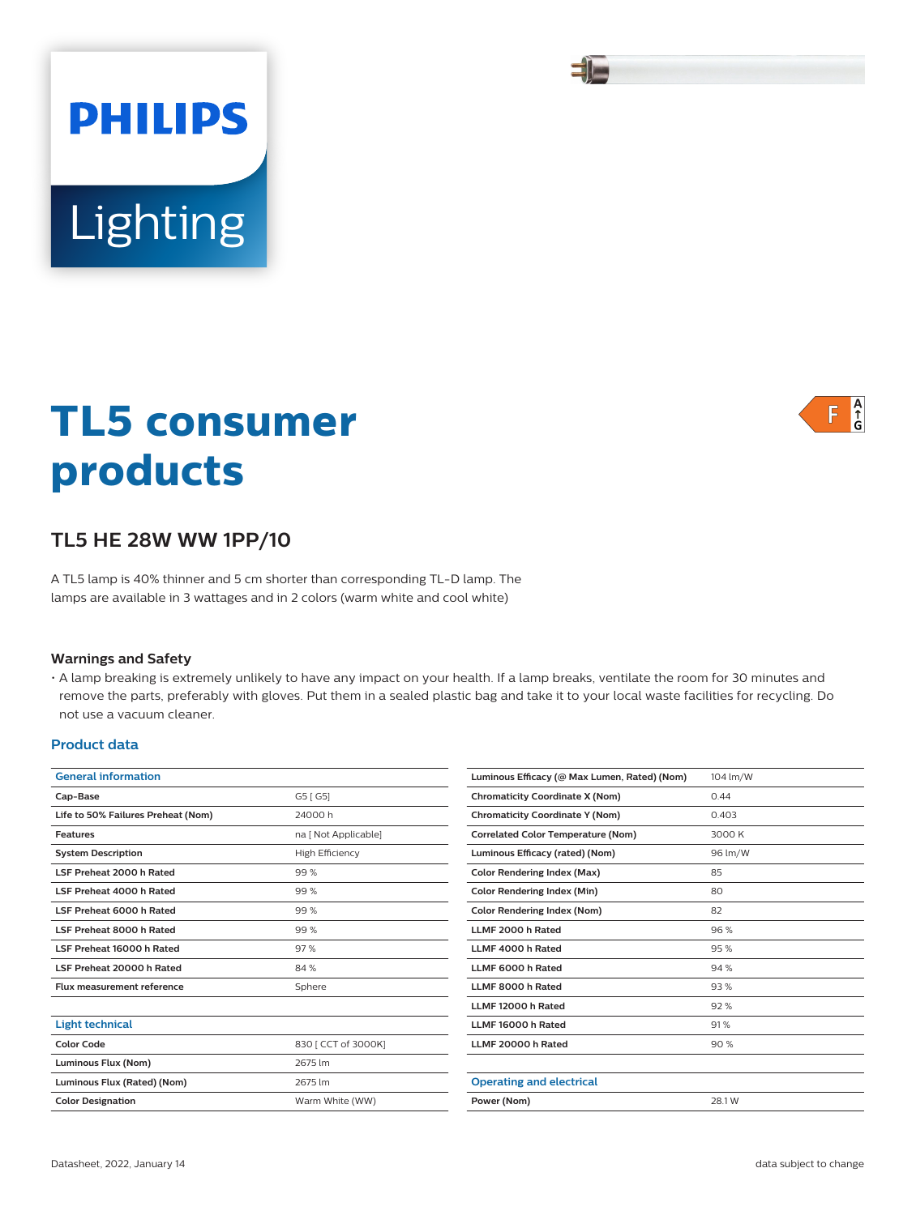PHILIPS

Lighting

# TL5 consumer products

F A G

## TL5 HE 28W WW 1PP/10

A TL5 lamp is 40% thinner and 5 cm shorter than corresponding TL-D lamp. The lamps are available in 3 wattages and in 2 colors (warm white and cool white)

### Warnings and Safety

- A lamp breaking is extremely unlikely to have any impact on your health. If a lamp breaks, ventilate the room for 30 minutes and remove the parts, preferably with gloves. Put them in a sealed plastic bag and take it to your local waste facilities for recycling. Do not use a vacuum cleaner.

### Product data

| General information | |
|---|---|
| Cap-Base | G5 [ G5] |
| Life to 50% Failures Preheat (Nom) | 24000 h |
| Features | na [ Not Applicable] |
| System Description | High Efficiency |
| LSF Preheat 2000 h Rated | 99 % |
| LSF Preheat 4000 h Rated | 99 % |
| LSF Preheat 6000 h Rated | 99 % |
| LSF Preheat 8000 h Rated | 99 % |
| LSF Preheat 16000 h Rated | 97 % |
| LSF Preheat 20000 h Rated | 84 % |
| Flux measurement reference | Sphere |

| Light technical | |
|---|---|
| Color Code | 830 [ CCT of 3000K] |
| Luminous Flux (Nom) | 2675 lm |
| Luminous Flux (Rated) (Nom) | 2675 lm |
| Color Designation | Warm White (WW) |
| Luminous Efficacy (@ Max Lumen, Rated) (Nom) | 104 lm/W |
| Chromaticity Coordinate X (Nom) | 0.44 |
| Chromaticity Coordinate Y (Nom) | 0.403 |
| Correlated Color Temperature (Nom) | 3000 K |
| Luminous Efficacy (rated) (Nom) | 96 lm/W |
| Color Rendering Index (Max) | 85 |
| Color Rendering Index (Min) | 80 |
| Color Rendering Index (Nom) | 82 |
| LLMF 2000 h Rated | 96 % |
| LLMF 4000 h Rated | 95 % |
| LLMF 6000 h Rated | 94 % |
| LLMF 8000 h Rated | 93 % |
| LLMF 12000 h Rated | 92 % |
| LLMF 16000 h Rated | 91 % |
| LLMF 20000 h Rated | 90 % |

| Operating and electrical | |
|---|---|
| Power (Nom) | 28.1 W |

Datasheet, 2022, January 14

data subject to change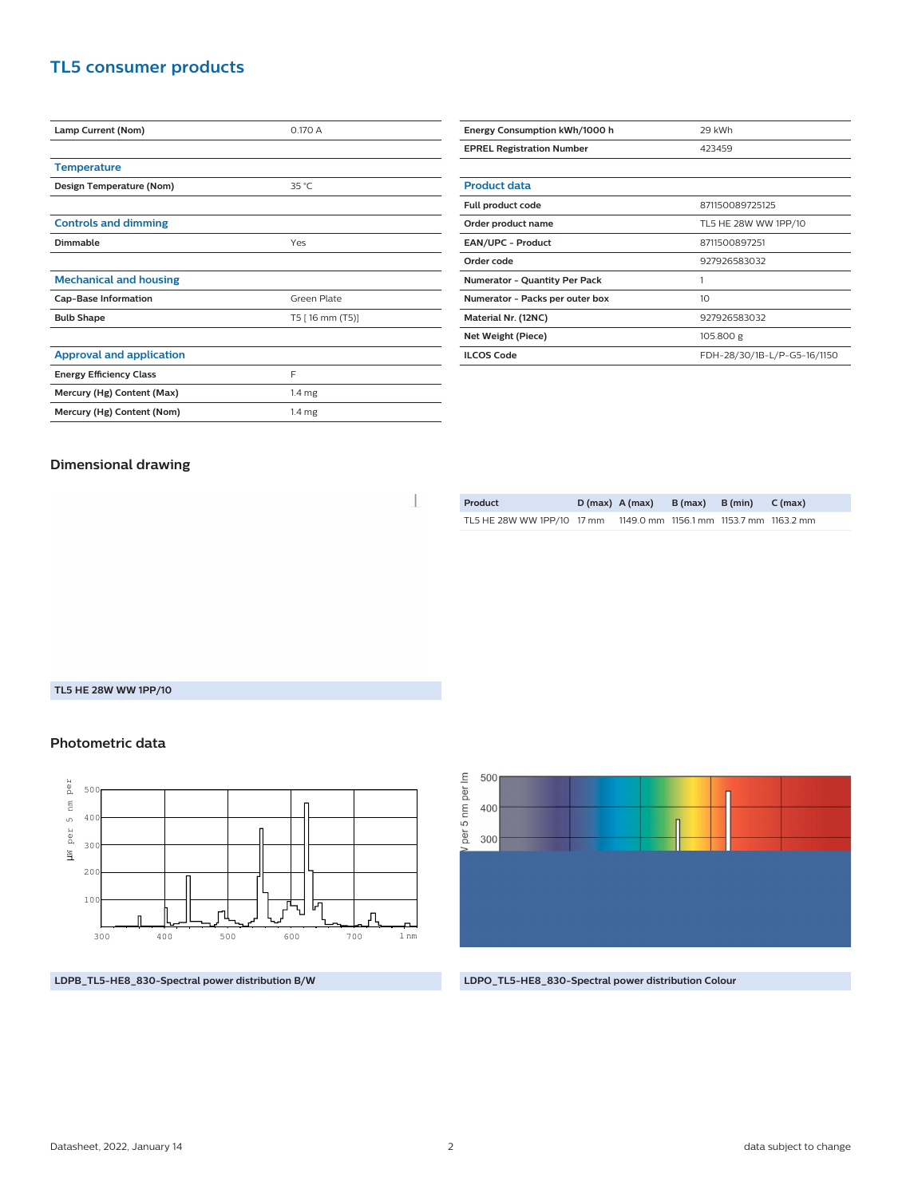## TL5 consumer products

| | |
|---|---|
| **Lamp Current (Nom)** | 0.170 A |

| Temperature | |
|---|---|
| **Design Temperature (Nom)** | 35 °C |

| Controls and dimming | |
|---|---|
| **Dimmable** | Yes |

| Mechanical and housing | |
|---|---|
| **Cap-Base Information** | Green Plate |
| **Bulb Shape** | T5 [ 16 mm (T5)] |

| Approval and application | |
|---|---|
| **Energy Efficiency Class** | F |
| **Mercury (Hg) Content (Max)** | 1.4 mg |
| **Mercury (Hg) Content (Nom)** | 1.4 mg |

| | |
|---|---|
| **Energy Consumption kWh/1000 h** | 29 kWh |
| **EPREL Registration Number** | 423459 |

| Product data | |
|---|---|
| **Full product code** | 871150089725125 |
| **Order product name** | TL5 HE 28W WW 1PP/10 |
| **EAN/UPC - Product** | 8711500897251 |
| **Order code** | 927926583032 |
| **Numerator - Quantity Per Pack** | 1 |
| **Numerator - Packs per outer box** | 10 |
| **Material Nr. (12NC)** | 927926583032 |
| **Net Weight (Piece)** | 105.800 g |
| **ILCOS Code** | FDH-28/30/1B-L/P-G5-16/1150 |

### Dimensional drawing

**TL5 HE 28W WW 1PP/10**

| Product | D (max) | A (max) | B (max) | B (min) | C (max) |
|---|---|---|---|---|---|
| TL5 HE 28W WW 1PP/10 | 17 mm | 1149.0 mm | 1156.1 mm | 1153.7 mm | 1163.2 mm |

### Photometric data

**LDPB_TL5-HE8_830-Spectral power distribution B/W**

**LDPO_TL5-HE8_830-Spectral power distribution Colour**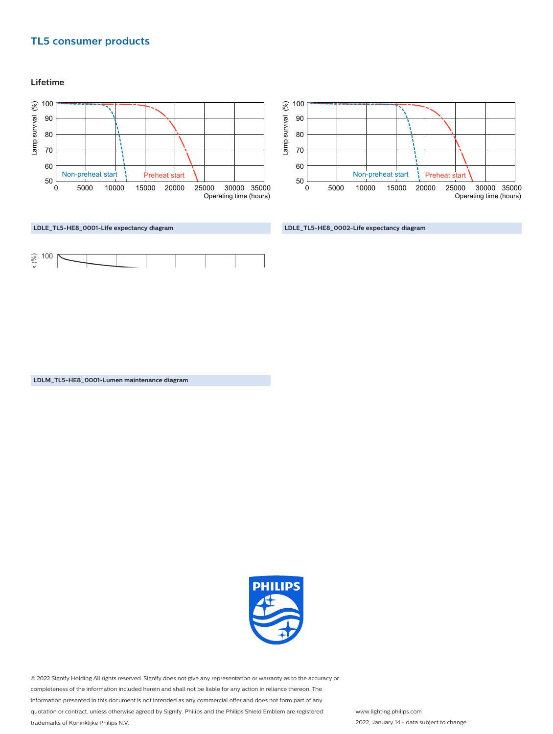## TL5 consumer products

### Lifetime

Lamp survival (%)
100
90
80
70
60
50
0 5000 10000 15000 20000 25000 30000 35000
Operating time (hours)
Non-preheat start
Preheat start

**LDLE_TL5-HE8_0001-Life expectancy diagram**

Lamp survival (%)
100
90
80
70
60
50
0 5000 10000 15000 20000 25000 30000 35000
Operating time (hours)
Non-preheat start
Preheat start

**LDLE_TL5-HE8_0002-Life expectancy diagram**

(%) 100

**LDLM_TL5-HE8_0001-Lumen maintenance diagram**

© 2022 Signify Holding All rights reserved. Signify does not give any representation or warranty as to the accuracy or completeness of the information included herein and shall not be liable for any action in reliance thereon. The information presented in this document is not intended as any commercial offer and does not form part of any quotation or contract, unless otherwise agreed by Signify. Philips and the Philips Shield Emblem are registered trademarks of Koninklijke Philips N.V.

www.lighting.philips.com

2022, January 14 - data subject to change